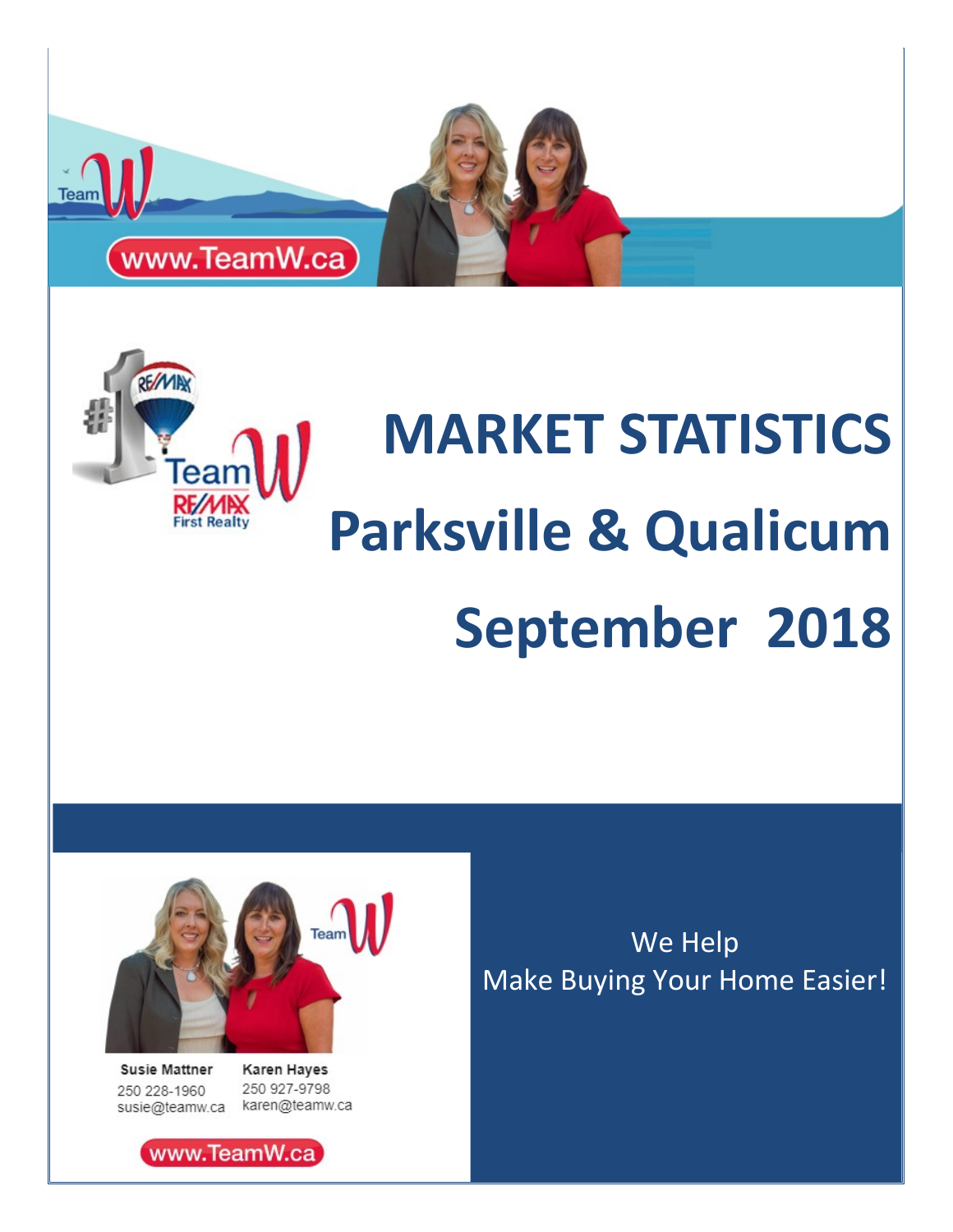www.TeamW.ca

# MARKET STATISTICS

# Parksville & Qualicum

# September 2018

Susie Mattner
250 228-1960
susie@teamw.ca

Karen Hayes
250 927-9798
karen@teamw.ca

www.TeamW.ca

We Help
Make Buying Your Home Easier!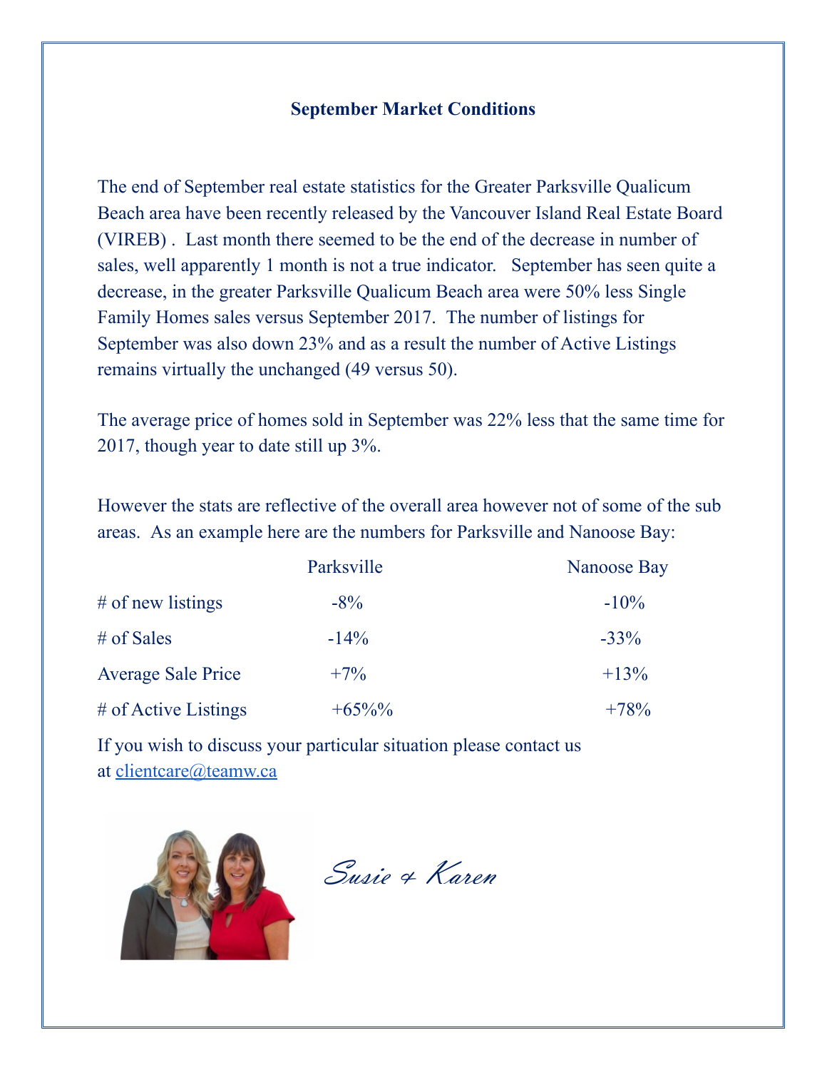**September Market Conditions**

The end of September real estate statistics for the Greater Parksville Qualicum Beach area have been recently released by the Vancouver Island Real Estate Board (VIREB) . Last month there seemed to be the end of the decrease in number of sales, well apparently 1 month is not a true indicator. September has seen quite a decrease, in the greater Parksville Qualicum Beach area were 50% less Single Family Homes sales versus September 2017. The number of listings for September was also down 23% and as a result the number of Active Listings remains virtually the unchanged (49 versus 50).

The average price of homes sold in September was 22% less that the same time for 2017, though year to date still up 3%.

However the stats are reflective of the overall area however not of some of the sub areas. As an example here are the numbers for Parksville and Nanoose Bay:

| | Parksville | Nanoose Bay |
|---|---|---|
| # of new listings | -8% | -10% |
| # of Sales | -14% | -33% |
| Average Sale Price | +7% | +13% |
| # of Active Listings | +65%% | +78% |

If you wish to discuss your particular situation please contact us at clientcare@teamw.ca

*Susie & Karen*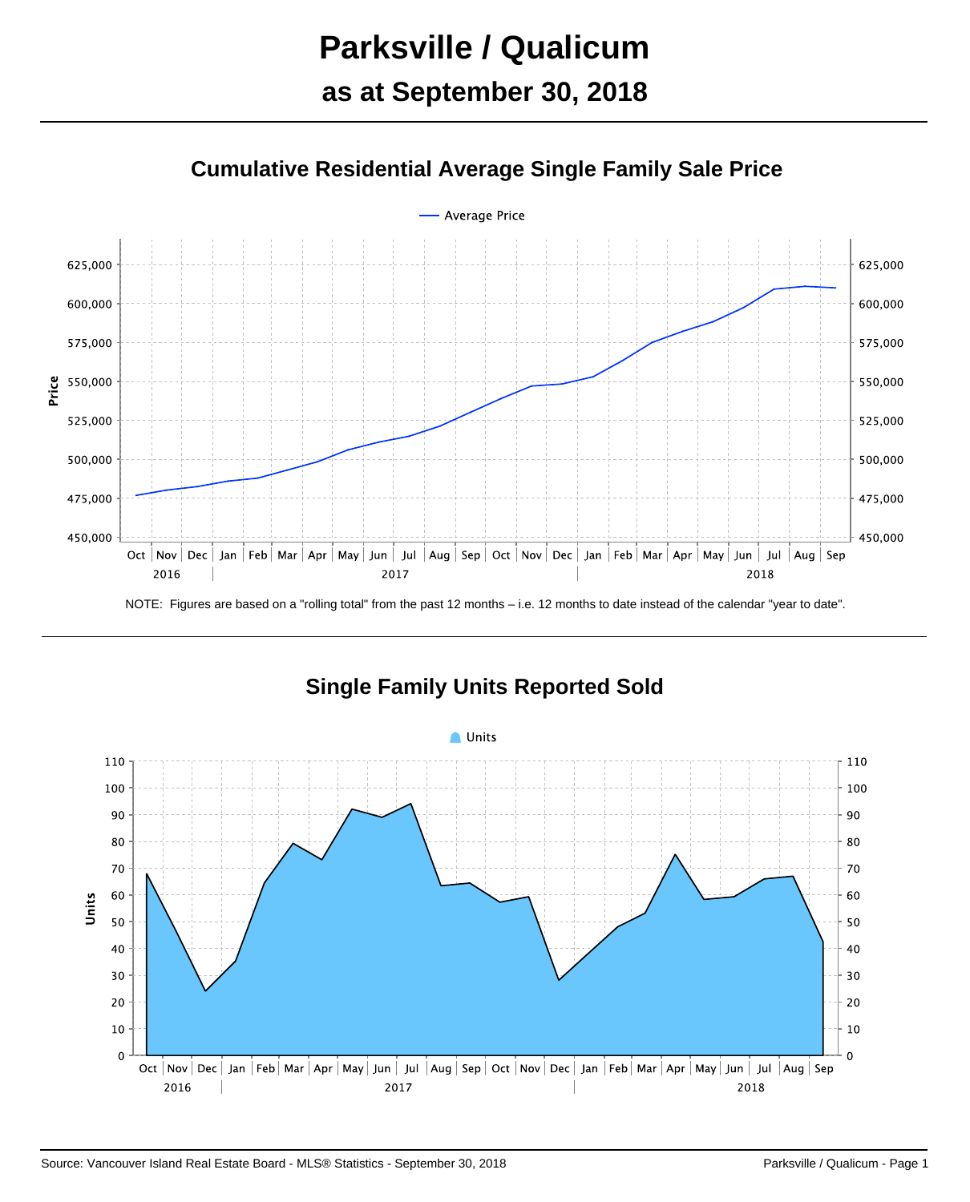# Parksville / Qualicum

## as at September 30, 2018

### Cumulative Residential Average Single Family Sale Price

NOTE: Figures are based on a "rolling total" from the past 12 months – i.e. 12 months to date instead of the calendar "year to date".

### Single Family Units Reported Sold

Source: Vancouver Island Real Estate Board - MLS® Statistics - September 30, 2018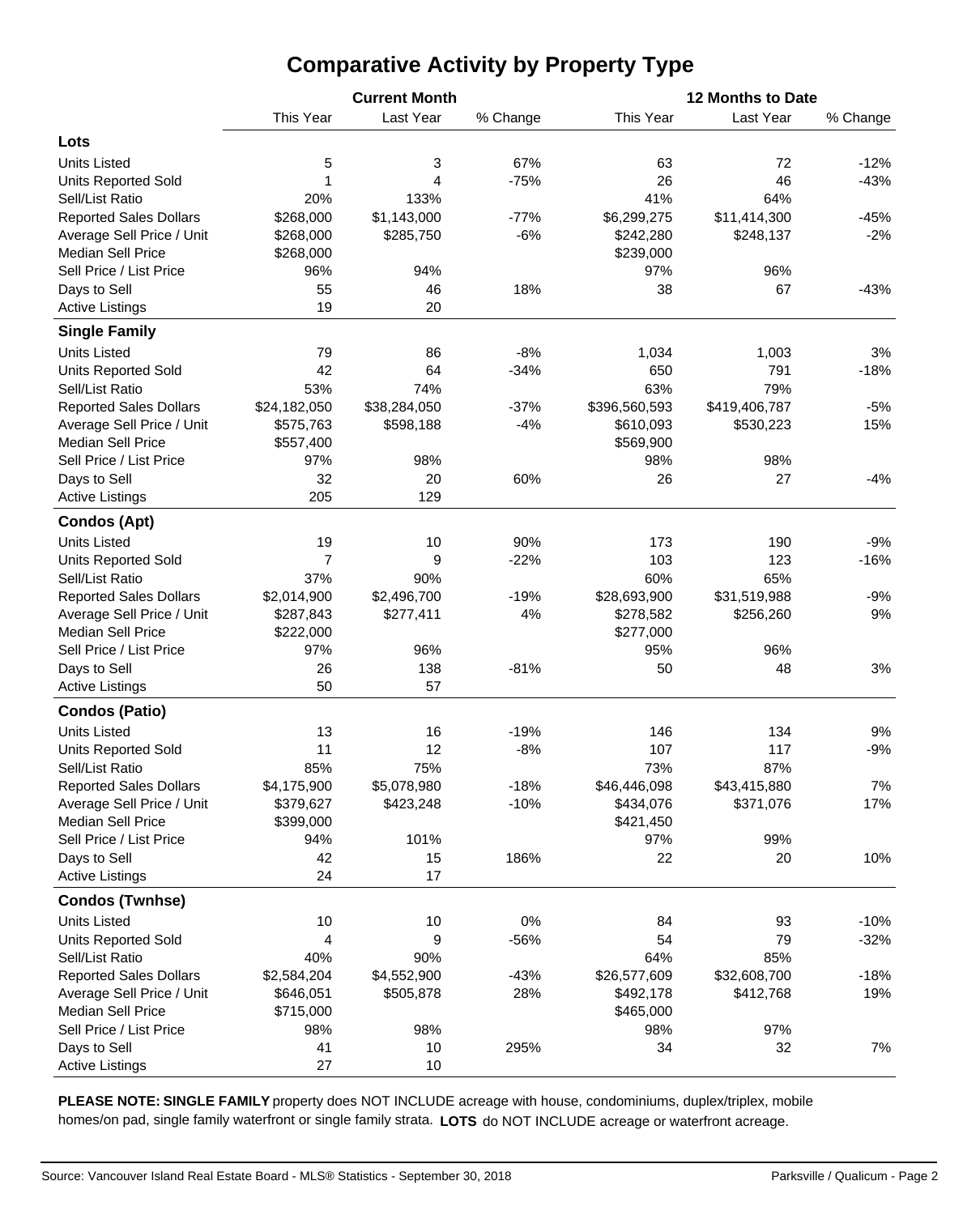# Comparative Activity by Property Type

| | Current Month | | | 12 Months to Date | | |
|---|---|---|---|---|---|---|
| | This Year | Last Year | % Change | This Year | Last Year | % Change |
| **Lots** | | | | | | |
| Units Listed | 5 | 3 | 67% | 63 | 72 | -12% |
| Units Reported Sold | 1 | 4 | -75% | 26 | 46 | -43% |
| Sell/List Ratio | 20% | 133% | | 41% | 64% | |
| Reported Sales Dollars | $268,000 | $1,143,000 | -77% | $6,299,275 | $11,414,300 | -45% |
| Average Sell Price / Unit | $268,000 | $285,750 | -6% | $242,280 | $248,137 | -2% |
| Median Sell Price | $268,000 | | | $239,000 | | |
| Sell Price / List Price | 96% | 94% | | 97% | 96% | |
| Days to Sell | 55 | 46 | 18% | 38 | 67 | -43% |
| Active Listings | 19 | 20 | | | | |
| **Single Family** | | | | | | |
| Units Listed | 79 | 86 | -8% | 1,034 | 1,003 | 3% |
| Units Reported Sold | 42 | 64 | -34% | 650 | 791 | -18% |
| Sell/List Ratio | 53% | 74% | | 63% | 79% | |
| Reported Sales Dollars | $24,182,050 | $38,284,050 | -37% | $396,560,593 | $419,406,787 | -5% |
| Average Sell Price / Unit | $575,763 | $598,188 | -4% | $610,093 | $530,223 | 15% |
| Median Sell Price | $557,400 | | | $569,900 | | |
| Sell Price / List Price | 97% | 98% | | 98% | 98% | |
| Days to Sell | 32 | 20 | 60% | 26 | 27 | -4% |
| Active Listings | 205 | 129 | | | | |
| **Condos (Apt)** | | | | | | |
| Units Listed | 19 | 10 | 90% | 173 | 190 | -9% |
| Units Reported Sold | 7 | 9 | -22% | 103 | 123 | -16% |
| Sell/List Ratio | 37% | 90% | | 60% | 65% | |
| Reported Sales Dollars | $2,014,900 | $2,496,700 | -19% | $28,693,900 | $31,519,988 | -9% |
| Average Sell Price / Unit | $287,843 | $277,411 | 4% | $278,582 | $256,260 | 9% |
| Median Sell Price | $222,000 | | | $277,000 | | |
| Sell Price / List Price | 97% | 96% | | 95% | 96% | |
| Days to Sell | 26 | 138 | -81% | 50 | 48 | 3% |
| Active Listings | 50 | 57 | | | | |
| **Condos (Patio)** | | | | | | |
| Units Listed | 13 | 16 | -19% | 146 | 134 | 9% |
| Units Reported Sold | 11 | 12 | -8% | 107 | 117 | -9% |
| Sell/List Ratio | 85% | 75% | | 73% | 87% | |
| Reported Sales Dollars | $4,175,900 | $5,078,980 | -18% | $46,446,098 | $43,415,880 | 7% |
| Average Sell Price / Unit | $379,627 | $423,248 | -10% | $434,076 | $371,076 | 17% |
| Median Sell Price | $399,000 | | | $421,450 | | |
| Sell Price / List Price | 94% | 101% | | 97% | 99% | |
| Days to Sell | 42 | 15 | 186% | 22 | 20 | 10% |
| Active Listings | 24 | 17 | | | | |
| **Condos (Twnhse)** | | | | | | |
| Units Listed | 10 | 10 | 0% | 84 | 93 | -10% |
| Units Reported Sold | 4 | 9 | -56% | 54 | 79 | -32% |
| Sell/List Ratio | 40% | 90% | | 64% | 85% | |
| Reported Sales Dollars | $2,584,204 | $4,552,900 | -43% | $26,577,609 | $32,608,700 | -18% |
| Average Sell Price / Unit | $646,051 | $505,878 | 28% | $492,178 | $412,768 | 19% |
| Median Sell Price | $715,000 | | | $465,000 | | |
| Sell Price / List Price | 98% | 98% | | 98% | 97% | |
| Days to Sell | 41 | 10 | 295% | 34 | 32 | 7% |
| Active Listings | 27 | 10 | | | | |

**PLEASE NOTE: SINGLE FAMILY** property does NOT INCLUDE acreage with house, condominiums, duplex/triplex, mobile homes/on pad, single family waterfront or single family strata. **LOTS** do NOT INCLUDE acreage or waterfront acreage.

Source: Vancouver Island Real Estate Board - MLS® Statistics - September 30, 2018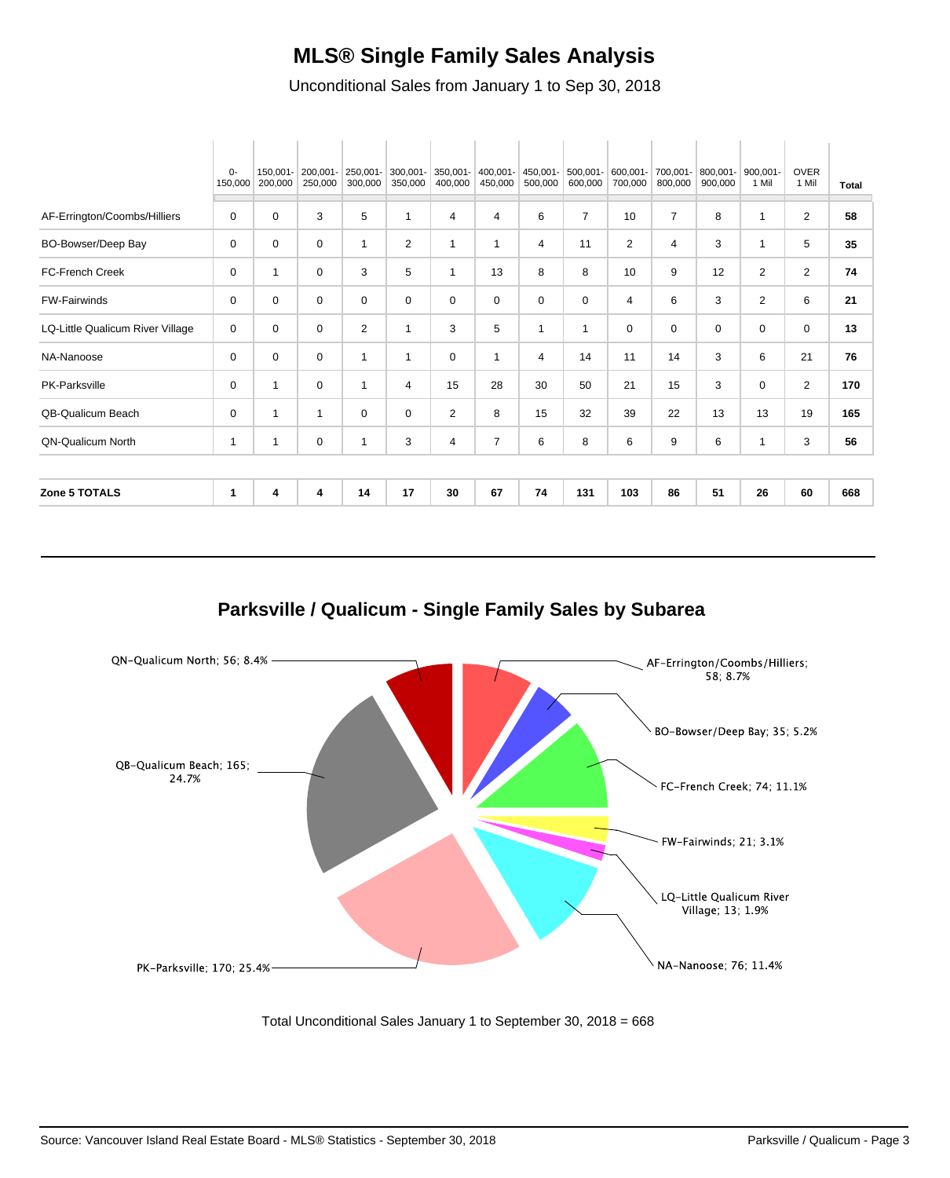# MLS® Single Family Sales Analysis

Unconditional Sales from January 1 to Sep 30, 2018

| | 0-150,000 | 150,001-200,000 | 200,001-250,000 | 250,001-300,000 | 300,001-350,000 | 350,001-400,000 | 400,001-450,000 | 450,001-500,000 | 500,001-600,000 | 600,001-700,000 | 700,001-800,000 | 800,001-900,000 | 900,001-1 Mil | OVER 1 Mil | Total |
|---|---|---|---|---|---|---|---|---|---|---|---|---|---|---|---|
| AF-Errington/Coombs/Hilliers | 0 | 0 | 3 | 5 | 1 | 4 | 4 | 6 | 7 | 10 | 7 | 8 | 1 | 2 | **58** |
| BO-Bowser/Deep Bay | 0 | 0 | 0 | 1 | 2 | 1 | 1 | 4 | 11 | 2 | 4 | 3 | 1 | 5 | **35** |
| FC-French Creek | 0 | 1 | 0 | 3 | 5 | 1 | 13 | 8 | 8 | 10 | 9 | 12 | 2 | 2 | **74** |
| FW-Fairwinds | 0 | 0 | 0 | 0 | 0 | 0 | 0 | 0 | 0 | 4 | 6 | 3 | 2 | 6 | **21** |
| LQ-Little Qualicum River Village | 0 | 0 | 0 | 2 | 1 | 3 | 5 | 1 | 1 | 0 | 0 | 0 | 0 | 0 | **13** |
| NA-Nanoose | 0 | 0 | 0 | 1 | 1 | 0 | 1 | 4 | 14 | 11 | 14 | 3 | 6 | 21 | **76** |
| PK-Parksville | 0 | 1 | 0 | 1 | 4 | 15 | 28 | 30 | 50 | 21 | 15 | 3 | 0 | 2 | **170** |
| QB-Qualicum Beach | 0 | 1 | 1 | 0 | 0 | 2 | 8 | 15 | 32 | 39 | 22 | 13 | 13 | 19 | **165** |
| QN-Qualicum North | 1 | 1 | 0 | 1 | 3 | 4 | 7 | 6 | 8 | 6 | 9 | 6 | 1 | 3 | **56** |
| **Zone 5 TOTALS** | **1** | **4** | **4** | **14** | **17** | **30** | **67** | **74** | **131** | **103** | **86** | **51** | **26** | **60** | **668** |

## Parksville / Qualicum - Single Family Sales by Subarea

- AF-Errington/Coombs/Hilliers; 58; 8.7%
- BO-Bowser/Deep Bay; 35; 5.2%
- FC-French Creek; 74; 11.1%
- FW-Fairwinds; 21; 3.1%
- LQ-Little Qualicum River Village; 13; 1.9%
- NA-Nanoose; 76; 11.4%
- PK-Parksville; 170; 25.4%
- QB-Qualicum Beach; 165; 24.7%
- QN-Qualicum North; 56; 8.4%

Total Unconditional Sales January 1 to September 30, 2018 = 668

Source: Vancouver Island Real Estate Board - MLS® Statistics - September 30, 2018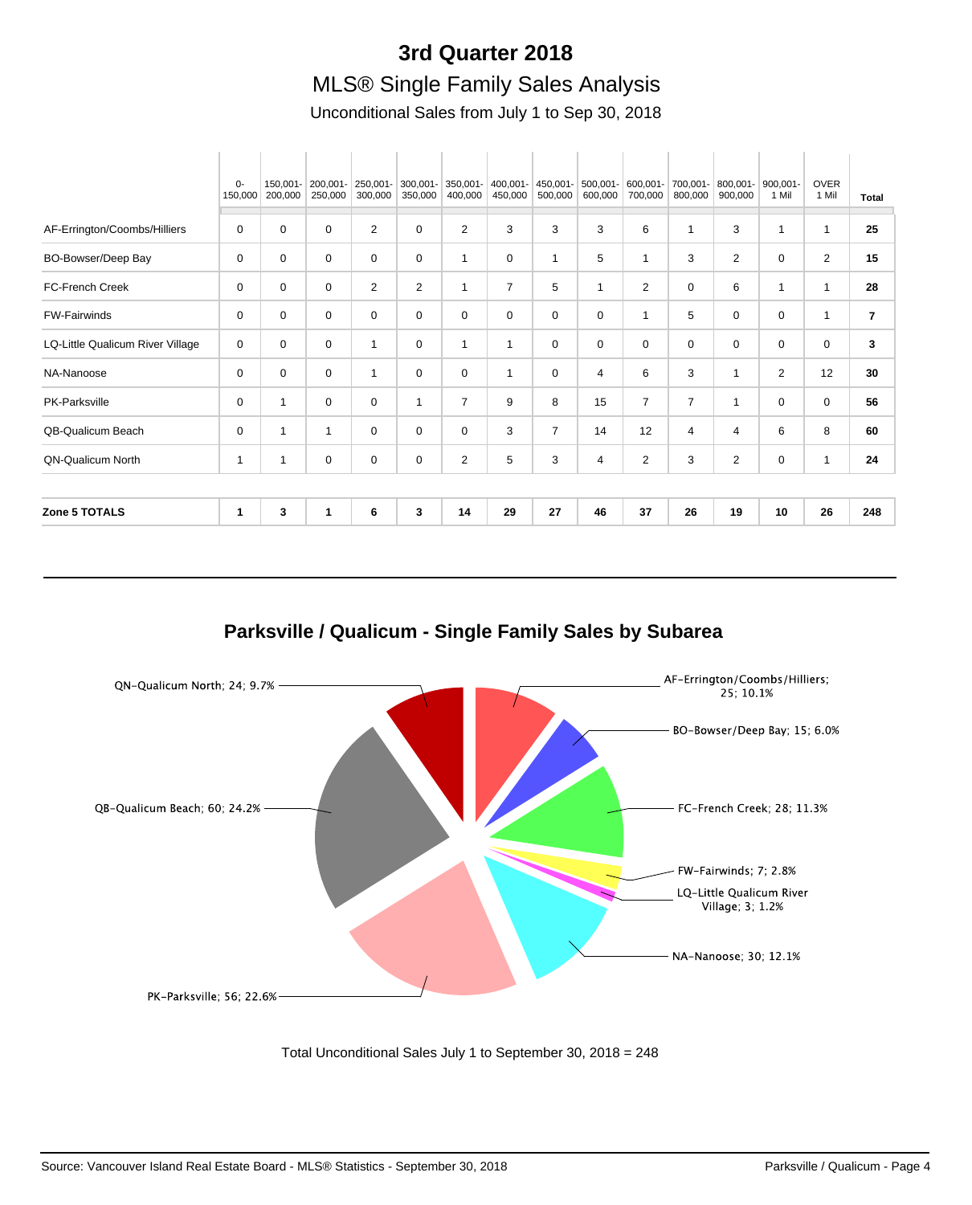# 3rd Quarter 2018

## MLS® Single Family Sales Analysis

### Unconditional Sales from July 1 to Sep 30, 2018

| | 0-150,000 | 150,001-200,000 | 200,001-250,000 | 250,001-300,000 | 300,001-350,000 | 350,001-400,000 | 400,001-450,000 | 450,001-500,000 | 500,001-600,000 | 600,001-700,000 | 700,001-800,000 | 800,001-900,000 | 900,001-1 Mil | OVER 1 Mil | Total |
|---|---|---|---|---|---|---|---|---|---|---|---|---|---|---|---|
| AF-Errington/Coombs/Hilliers | 0 | 0 | 0 | 2 | 0 | 2 | 3 | 3 | 3 | 6 | 1 | 3 | 1 | 1 | **25** |
| BO-Bowser/Deep Bay | 0 | 0 | 0 | 0 | 0 | 1 | 0 | 1 | 5 | 1 | 3 | 2 | 0 | 2 | **15** |
| FC-French Creek | 0 | 0 | 0 | 2 | 2 | 1 | 7 | 5 | 1 | 2 | 0 | 6 | 1 | 1 | **28** |
| FW-Fairwinds | 0 | 0 | 0 | 0 | 0 | 0 | 0 | 0 | 0 | 1 | 5 | 0 | 0 | 1 | **7** |
| LQ-Little Qualicum River Village | 0 | 0 | 0 | 1 | 0 | 1 | 1 | 0 | 0 | 0 | 0 | 0 | 0 | 0 | **3** |
| NA-Nanoose | 0 | 0 | 0 | 1 | 0 | 0 | 1 | 0 | 4 | 6 | 3 | 1 | 2 | 12 | **30** |
| PK-Parksville | 0 | 1 | 0 | 0 | 1 | 7 | 9 | 8 | 15 | 7 | 7 | 1 | 0 | 0 | **56** |
| QB-Qualicum Beach | 0 | 1 | 1 | 0 | 0 | 0 | 3 | 7 | 14 | 12 | 4 | 4 | 6 | 8 | **60** |
| QN-Qualicum North | 1 | 1 | 0 | 0 | 0 | 2 | 5 | 3 | 4 | 2 | 3 | 2 | 0 | 1 | **24** |
| **Zone 5 TOTALS** | **1** | **3** | **1** | **6** | **3** | **14** | **29** | **27** | **46** | **37** | **26** | **19** | **10** | **26** | **248** |

## Parksville / Qualicum - Single Family Sales by Subarea

AF-Errington/Coombs/Hilliers; 25; 10.1%
BO-Bowser/Deep Bay; 15; 6.0%
FC-French Creek; 28; 11.3%
FW-Fairwinds; 7; 2.8%
LQ-Little Qualicum River Village; 3; 1.2%
NA-Nanoose; 30; 12.1%
PK-Parksville; 56; 22.6%
QB-Qualicum Beach; 60; 24.2%
QN-Qualicum North; 24; 9.7%

Total Unconditional Sales July 1 to September 30, 2018 = 248

Source: Vancouver Island Real Estate Board - MLS® Statistics - September 30, 2018